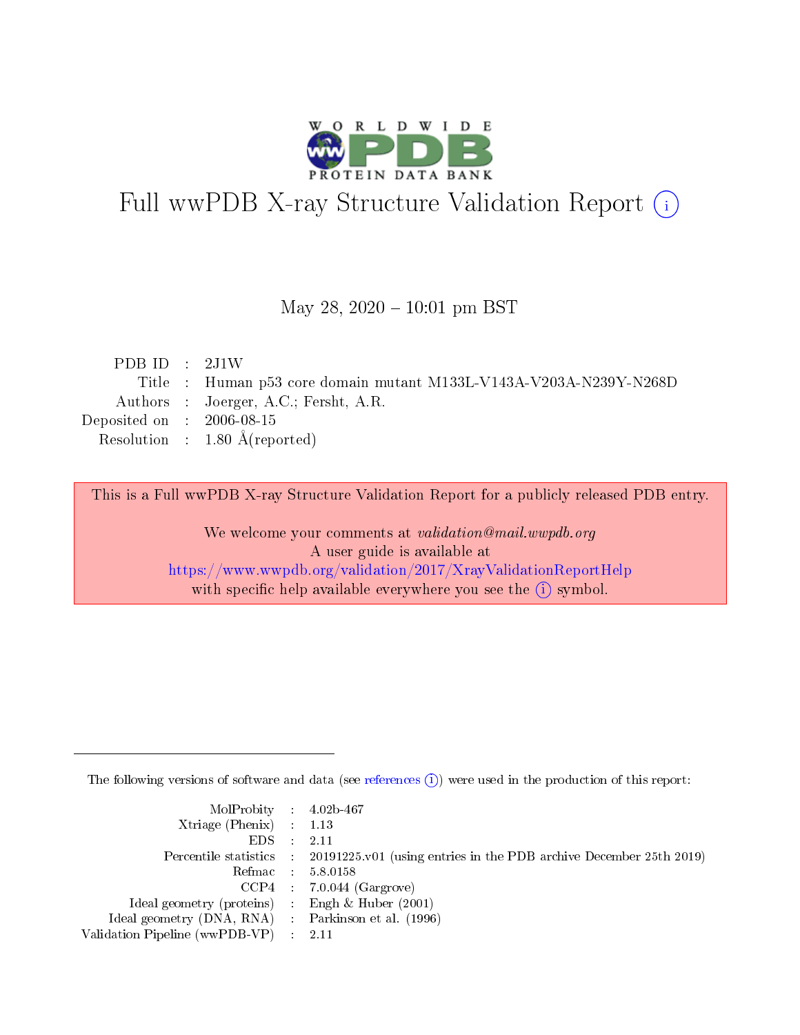# Full wwPDB X-ray Structure Validation Report (i)

May 28, 2020 – 10:01 pm BST

| | | |
|---|---|---|
| PDB ID | : | 2J1W |
| Title | : | Human p53 core domain mutant M133L-V143A-V203A-N239Y-N268D |
| Authors | : | Joerger, A.C.; Fersht, A.R. |
| Deposited on | : | 2006-08-15 |
| Resolution | : | 1.80 Å(reported) |

This is a Full wwPDB X-ray Structure Validation Report for a publicly released PDB entry.

We welcome your comments at *validation@mail.wwpdb.org*
A user guide is available at
https://www.wwpdb.org/validation/2017/XrayValidationReportHelp
with specific help available everywhere you see the (i) symbol.

The following versions of software and data (see references (i)) were used in the production of this report:

| | | |
|---|---|---|
| MolProbity | : | 4.02b-467 |
| Xtriage (Phenix) | : | 1.13 |
| EDS | : | 2.11 |
| Percentile statistics | : | 20191225.v01 (using entries in the PDB archive December 25th 2019) |
| Refmac | : | 5.8.0158 |
| CCP4 | : | 7.0.044 (Gargrove) |
| Ideal geometry (proteins) | : | Engh & Huber (2001) |
| Ideal geometry (DNA, RNA) | : | Parkinson et al. (1996) |
| Validation Pipeline (wwPDB-VP) | : | 2.11 |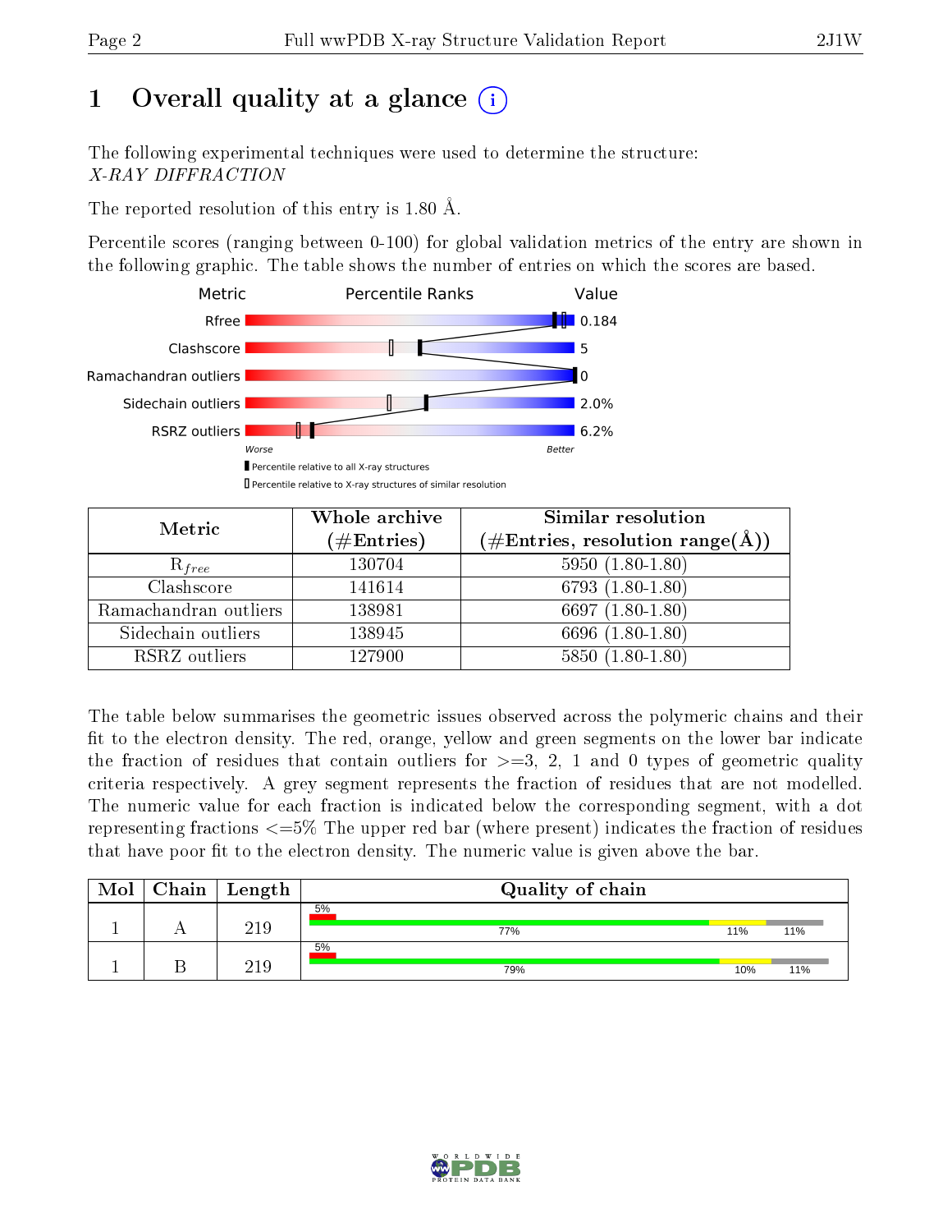# 1 Overall quality at a glance

The following experimental techniques were used to determine the structure: *X-RAY DIFFRACTION*

The reported resolution of this entry is 1.80 Å.

Percentile scores (ranging between 0-100) for global validation metrics of the entry are shown in the following graphic. The table shows the number of entries on which the scores are based.

| Metric | Value |
|---|---|
| Rfree | 0.184 |
| Clashscore | 5 |
| Ramachandran outliers | 0 |
| Sidechain outliers | 2.0% |
| RSRZ outliers | 6.2% |

Worse — Better

▮ Percentile relative to all X-ray structures
▯ Percentile relative to X-ray structures of similar resolution

| Metric | Whole archive (#Entries) | Similar resolution (#Entries, resolution range(Å)) |
|---|---|---|
| $R_{free}$ | 130704 | 5950 (1.80-1.80) |
| Clashscore | 141614 | 6793 (1.80-1.80) |
| Ramachandran outliers | 138981 | 6697 (1.80-1.80) |
| Sidechain outliers | 138945 | 6696 (1.80-1.80) |
| RSRZ outliers | 127900 | 5850 (1.80-1.80) |

The table below summarises the geometric issues observed across the polymeric chains and their fit to the electron density. The red, orange, yellow and green segments on the lower bar indicate the fraction of residues that contain outliers for >=3, 2, 1 and 0 types of geometric quality criteria respectively. A grey segment represents the fraction of residues that are not modelled. The numeric value for each fraction is indicated below the corresponding segment, with a dot representing fractions <=5% The upper red bar (where present) indicates the fraction of residues that have poor fit to the electron density. The numeric value is given above the bar.

| Mol | Chain | Length | Quality of chain |
|---|---|---|---|
| 1 | A | 219 | 5% ; 77% , 11% , 11% |
| 1 | B | 219 | 5% ; 79% , 10% , 11% |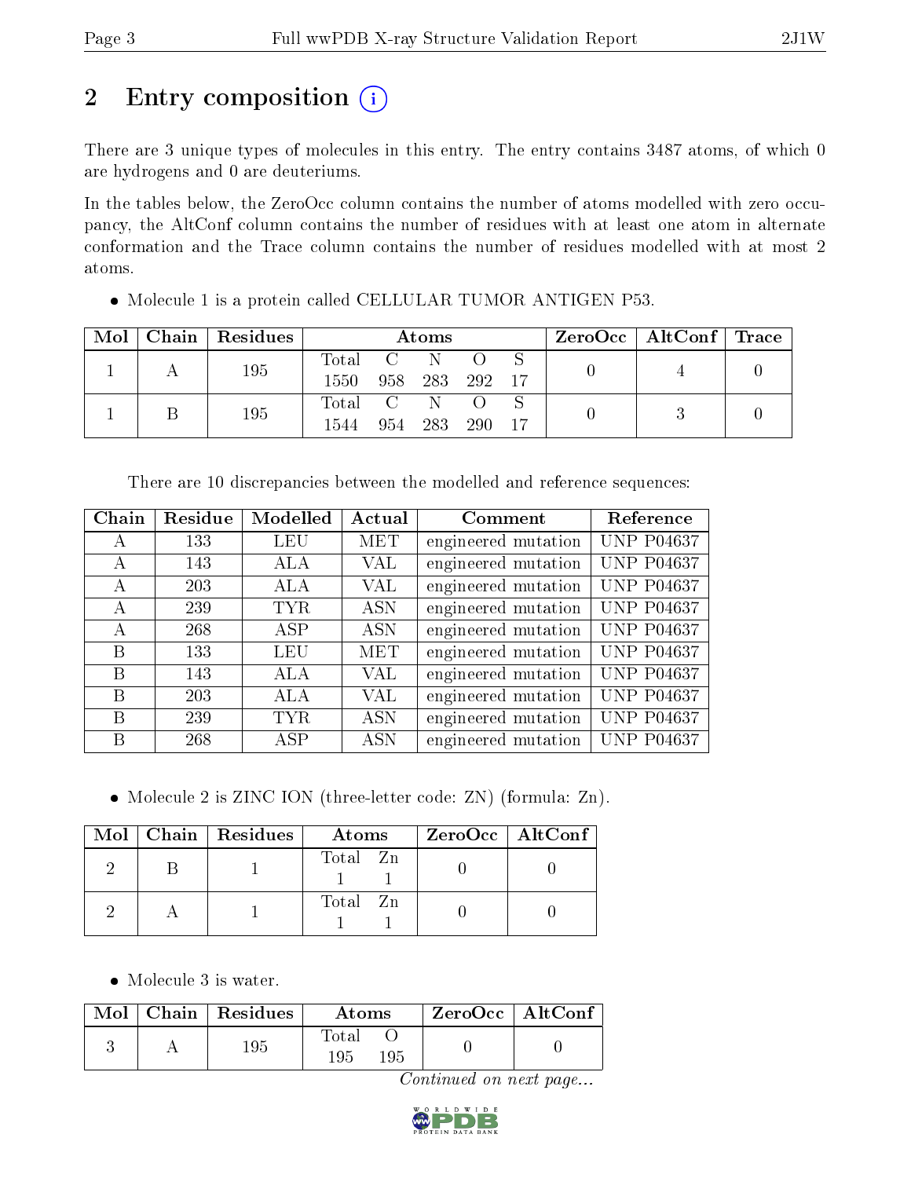## 2 Entry composition

There are 3 unique types of molecules in this entry. The entry contains 3487 atoms, of which 0 are hydrogens and 0 are deuteriums.

In the tables below, the ZeroOcc column contains the number of atoms modelled with zero occupancy, the AltConf column contains the number of residues with at least one atom in alternate conformation and the Trace column contains the number of residues modelled with at most 2 atoms.

- Molecule 1 is a protein called CELLULAR TUMOR ANTIGEN P53.

| Mol | Chain | Residues | Atoms | | | | | ZeroOcc | AltConf | Trace |
|---|---|---|---|---|---|---|---|---|---|---|
| 1 | A | 195 | Total 1550 | C 958 | N 283 | O 292 | S 17 | 0 | 4 | 0 |
| 1 | B | 195 | Total 1544 | C 954 | N 283 | O 290 | S 17 | 0 | 3 | 0 |

There are 10 discrepancies between the modelled and reference sequences:

| Chain | Residue | Modelled | Actual | Comment | Reference |
|---|---|---|---|---|---|
| A | 133 | LEU | MET | engineered mutation | UNP P04637 |
| A | 143 | ALA | VAL | engineered mutation | UNP P04637 |
| A | 203 | ALA | VAL | engineered mutation | UNP P04637 |
| A | 239 | TYR | ASN | engineered mutation | UNP P04637 |
| A | 268 | ASP | ASN | engineered mutation | UNP P04637 |
| B | 133 | LEU | MET | engineered mutation | UNP P04637 |
| B | 143 | ALA | VAL | engineered mutation | UNP P04637 |
| B | 203 | ALA | VAL | engineered mutation | UNP P04637 |
| B | 239 | TYR | ASN | engineered mutation | UNP P04637 |
| B | 268 | ASP | ASN | engineered mutation | UNP P04637 |

- Molecule 2 is ZINC ION (three-letter code: ZN) (formula: Zn).

| Mol | Chain | Residues | Atoms | | ZeroOcc | AltConf |
|---|---|---|---|---|---|---|
| 2 | B | 1 | Total 1 | Zn 1 | 0 | 0 |
| 2 | A | 1 | Total 1 | Zn 1 | 0 | 0 |

- Molecule 3 is water.

| Mol | Chain | Residues | Atoms | | ZeroOcc | AltConf |
|---|---|---|---|---|---|---|
| 3 | A | 195 | Total 195 | O 195 | 0 | 0 |

*Continued on next page...*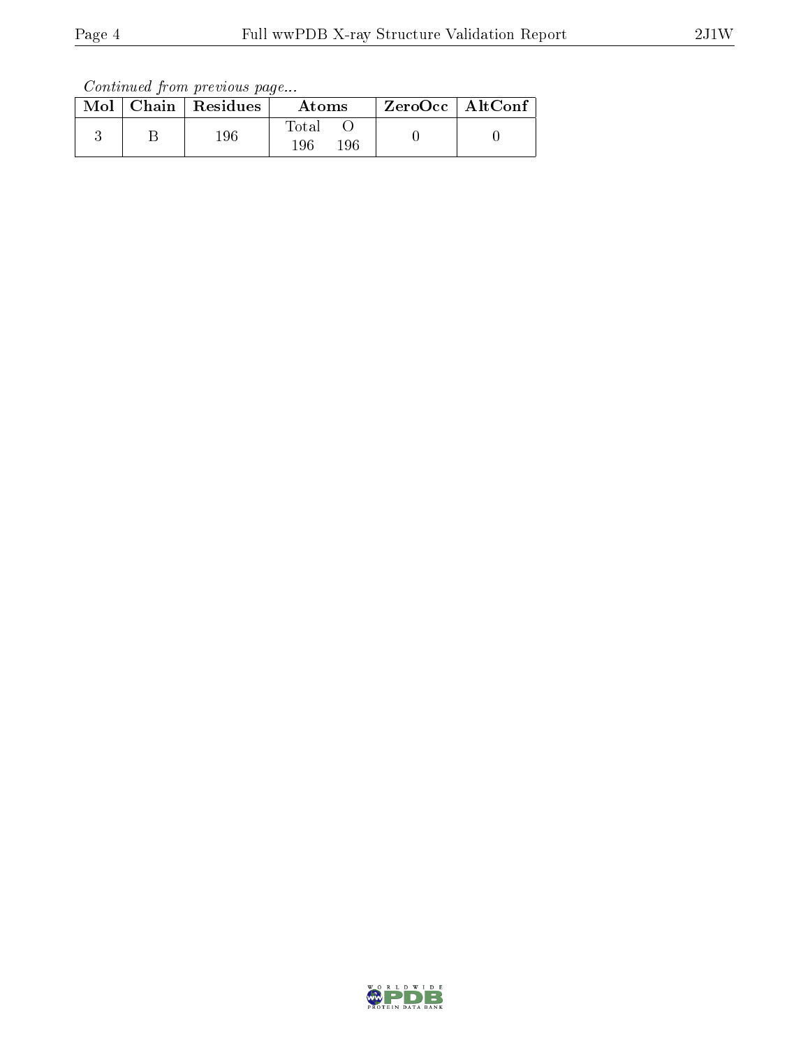*Continued from previous page...*

| Mol | Chain | Residues | Atoms | | ZeroOcc | AltConf |
|---|---|---|---|---|---|---|
| | | | Total | O | | |
| 3 | B | 196 | 196 | 196 | 0 | 0 |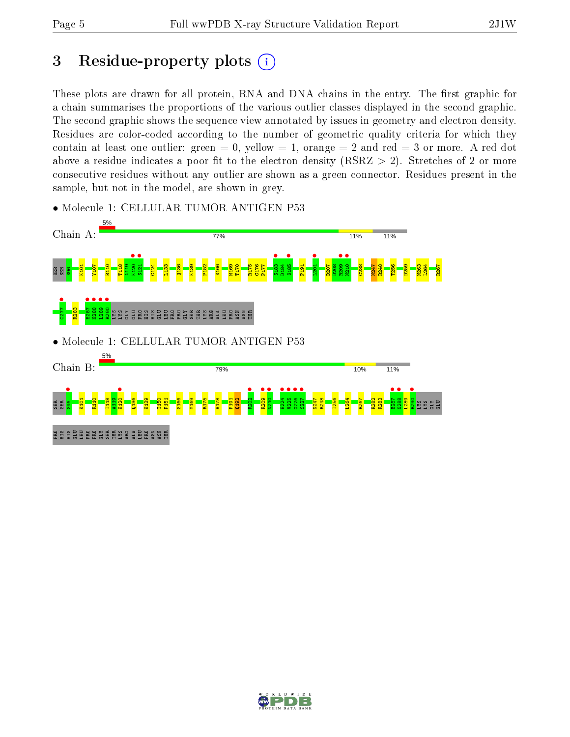# 3 Residue-property plots

These plots are drawn for all protein, RNA and DNA chains in the entry. The first graphic for a chain summarises the proportions of the various outlier classes displayed in the second graphic. The second graphic shows the sequence view annotated by issues in geometry and electron density. Residues are color-coded according to the number of geometric quality criteria for which they contain at least one outlier: green = 0, yellow = 1, orange = 2 and red = 3 or more. A red dot above a residue indicates a poor fit to the electron density (RSRZ > 2). Stretches of 2 or more consecutive residues without any outlier are shown as a green connector. Residues present in the sample, but not in the model, are shown in grey.

- Molecule 1: CELLULAR TUMOR ANTIGEN P53

Chain A: 5% | 77% | 11% | 11%

SER SER S96 K101 Y107 R110 T118 A119 K120 S121 C124 L133 Q136 K139 P152 S166 M169 T170 R175 C176 P177 S183 D184 S185 P191 L201 D207 D208 R209 N210 C238 N247 R248 T256 D259 N263 L264 R267 C277 R283 E287 N288 L289 R290 LYS LYS GLY GLU PRO HIS HIS GLU LEU PRO PRO GLY SER THR LYS ARG ALA LEU PRO ASN ASN THR

- Molecule 1: CELLULAR TUMOR ANTIGEN P53

Chain B: 5% | 79% | 10% | 11%

SER SER S96 K101 R110 T118 A119 K120 Q136 K139 T150 P151 S166 M169 R175 H178 P191 Q192 R202 R209 N210 E224 V225 G226 S227 N247 R248 T256 L264 R267 R282 R283 E287 N288 L289 R290 LYS LYS GLY GLU PRO HIS HIS GLU LEU PRO PRO GLY SER THR LYS ARG ALA LEU PRO ASN ASN THR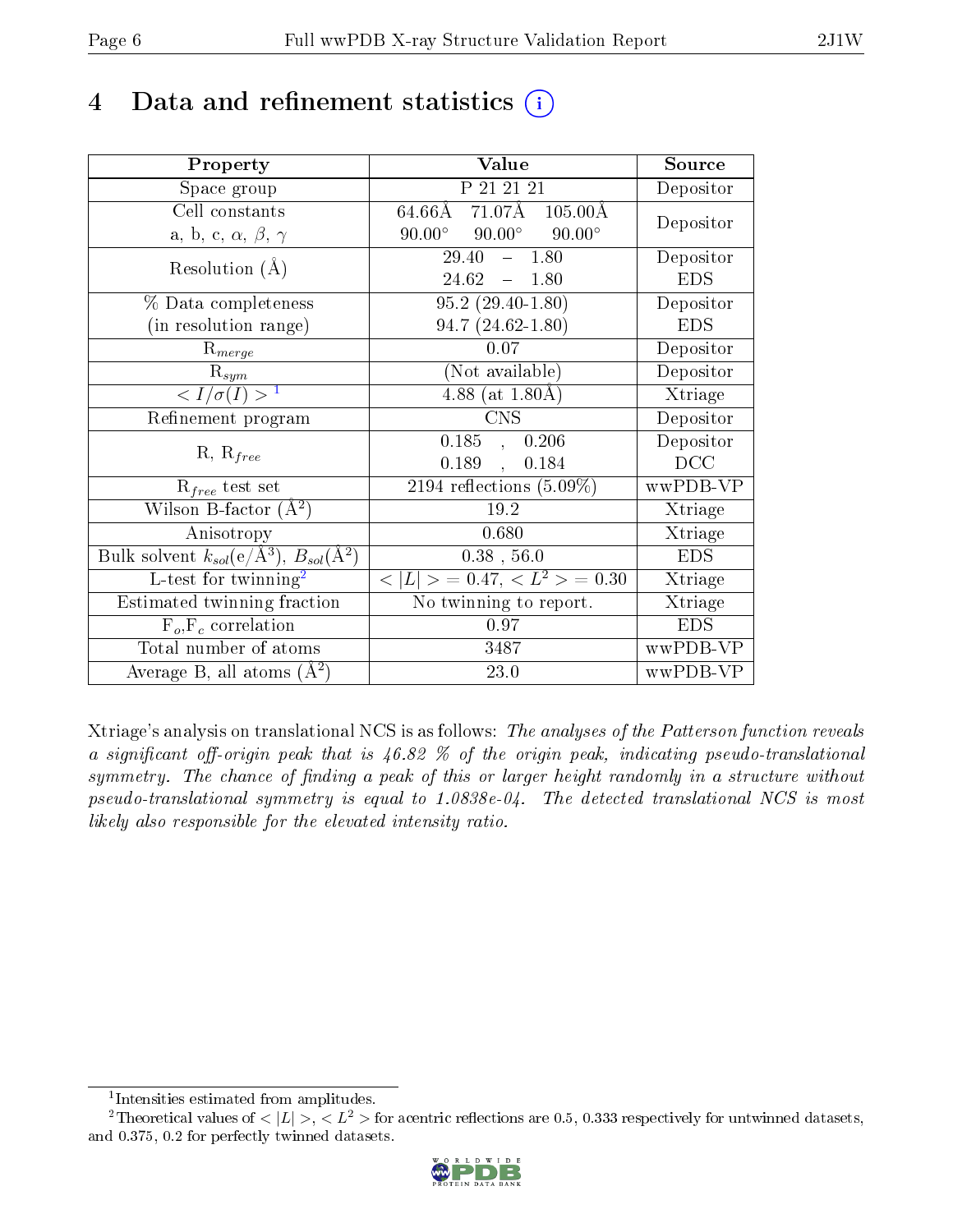# 4 Data and refinement statistics (i)

| Property | Value | Source |
|---|---|---|
| Space group | P 21 21 21 | Depositor |
| Cell constants<br>a, b, c, $\alpha$, $\beta$, $\gamma$ | 64.66Å 71.07Å 105.00Å<br>90.00° 90.00° 90.00° | Depositor |
| Resolution (Å) | 29.40 – 1.80<br>24.62 – 1.80 | Depositor<br>EDS |
| % Data completeness<br>(in resolution range) | 95.2 (29.40-1.80)<br>94.7 (24.62-1.80) | Depositor<br>EDS |
| $R_{merge}$ | 0.07 | Depositor |
| $R_{sym}$ | (Not available) | Depositor |
| $< I/\sigma(I) >$ [1] | 4.88 (at 1.80Å) | Xtriage |
| Refinement program | CNS | Depositor |
| R, $R_{free}$ | 0.185 , 0.206<br>0.189 , 0.184 | Depositor<br>DCC |
| $R_{free}$ test set | 2194 reflections (5.09%) | wwPDB-VP |
| Wilson B-factor (Å$^2$) | 19.2 | Xtriage |
| Anisotropy | 0.680 | Xtriage |
| Bulk solvent $k_{sol}$(e/Å$^3$), $B_{sol}$(Å$^2$) | 0.38 , 56.0 | EDS |
| L-test for twinning[2] | $< \|L\| >$ = 0.47, $< L^2 >$ = 0.30 | Xtriage |
| Estimated twinning fraction | No twinning to report. | Xtriage |
| $F_o$,$F_c$ correlation | 0.97 | EDS |
| Total number of atoms | 3487 | wwPDB-VP |
| Average B, all atoms (Å$^2$) | 23.0 | wwPDB-VP |

Xtriage's analysis on translational NCS is as follows: *The analyses of the Patterson function reveals a significant off-origin peak that is 46.82 % of the origin peak, indicating pseudo-translational symmetry. The chance of finding a peak of this or larger height randomly in a structure without pseudo-translational symmetry is equal to 1.0838e-04. The detected translational NCS is most likely also responsible for the elevated intensity ratio.*

[1] Intensities estimated from amplitudes.

[2] Theoretical values of $< |L| >$, $< L^2 >$ for acentric reflections are 0.5, 0.333 respectively for untwinned datasets, and 0.375, 0.2 for perfectly twinned datasets.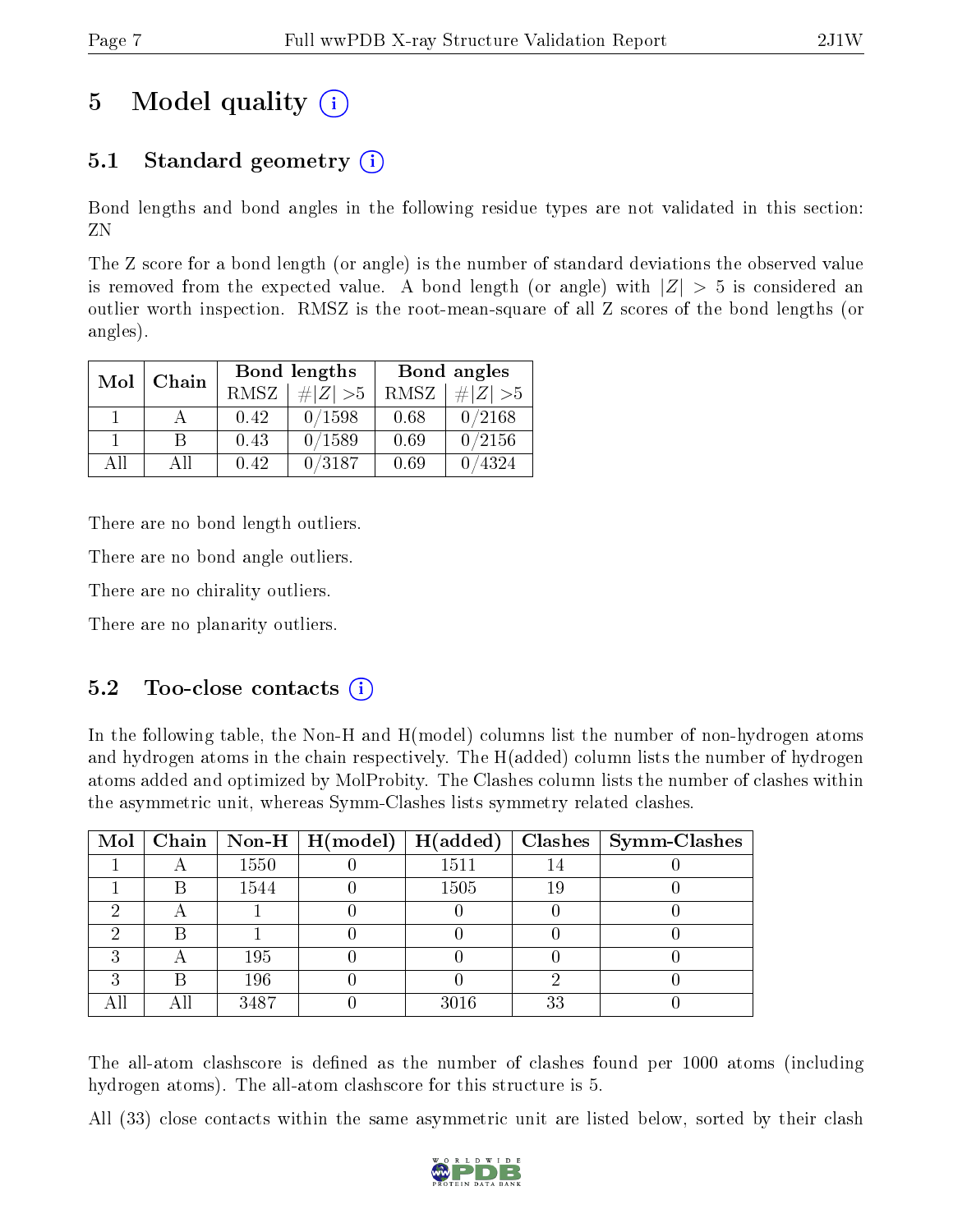# 5 Model quality

## 5.1 Standard geometry

Bond lengths and bond angles in the following residue types are not validated in this section: ZN

The Z score for a bond length (or angle) is the number of standard deviations the observed value is removed from the expected value. A bond length (or angle) with $|Z| > 5$ is considered an outlier worth inspection. RMSZ is the root-mean-square of all Z scores of the bond lengths (or angles).

| Mol | Chain | Bond lengths | | Bond angles | |
|---|---|---|---|---|---|
| | | RMSZ | $\#|Z| > 5$ | RMSZ | $\#|Z| > 5$ |
| 1 | A | 0.42 | 0/1598 | 0.68 | 0/2168 |
| 1 | B | 0.43 | 0/1589 | 0.69 | 0/2156 |
| All | All | 0.42 | 0/3187 | 0.69 | 0/4324 |

There are no bond length outliers.

There are no bond angle outliers.

There are no chirality outliers.

There are no planarity outliers.

## 5.2 Too-close contacts

In the following table, the Non-H and H(model) columns list the number of non-hydrogen atoms and hydrogen atoms in the chain respectively. The H(added) column lists the number of hydrogen atoms added and optimized by MolProbity. The Clashes column lists the number of clashes within the asymmetric unit, whereas Symm-Clashes lists symmetry related clashes.

| Mol | Chain | Non-H | H(model) | H(added) | Clashes | Symm-Clashes |
|---|---|---|---|---|---|---|
| 1 | A | 1550 | 0 | 1511 | 14 | 0 |
| 1 | B | 1544 | 0 | 1505 | 19 | 0 |
| 2 | A | 1 | 0 | 0 | 0 | 0 |
| 2 | B | 1 | 0 | 0 | 0 | 0 |
| 3 | A | 195 | 0 | 0 | 0 | 0 |
| 3 | B | 196 | 0 | 0 | 2 | 0 |
| All | All | 3487 | 0 | 3016 | 33 | 0 |

The all-atom clashscore is defined as the number of clashes found per 1000 atoms (including hydrogen atoms). The all-atom clashscore for this structure is 5.

All (33) close contacts within the same asymmetric unit are listed below, sorted by their clash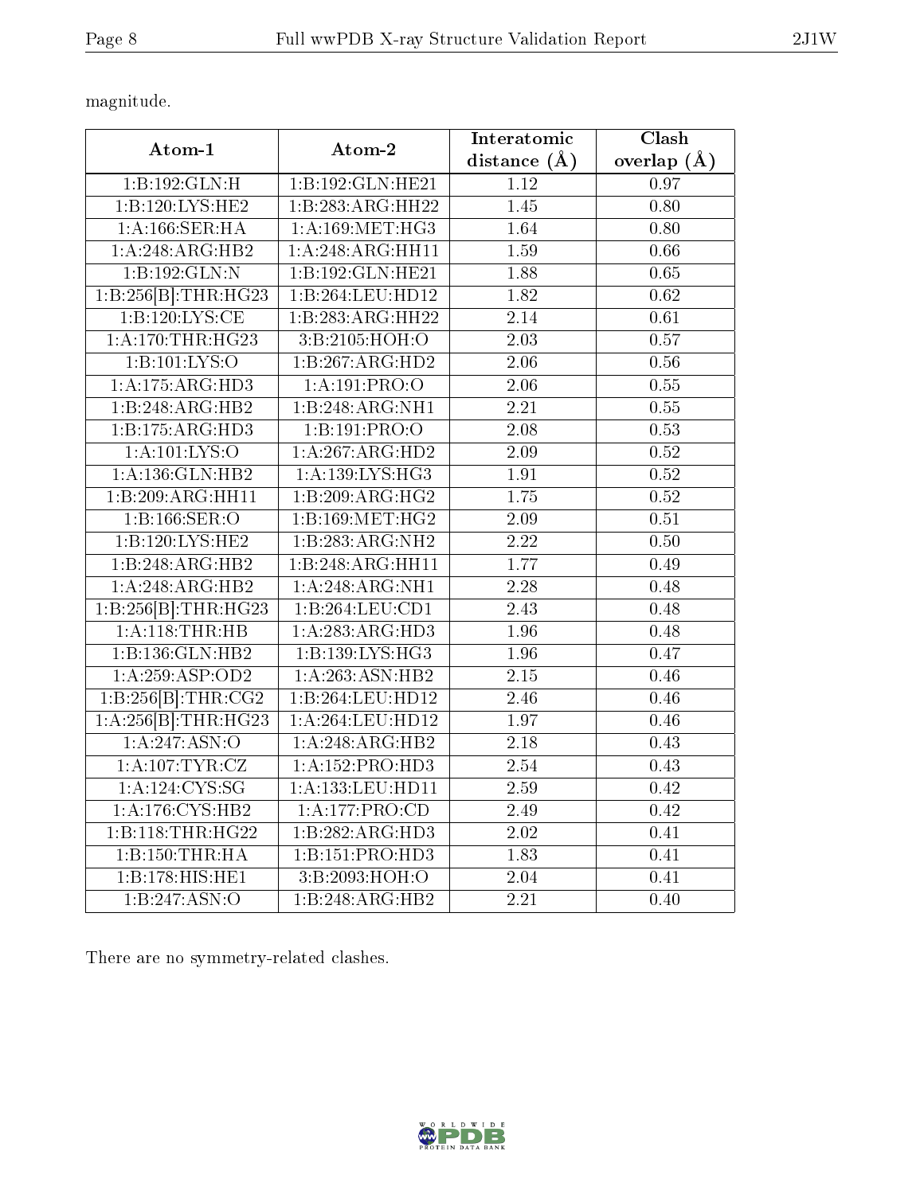magnitude.

| Atom-1 | Atom-2 | Interatomic distance (Å) | Clash overlap (Å) |
|---|---|---|---|
| 1:B:192:GLN:H | 1:B:192:GLN:HE21 | 1.12 | 0.97 |
| 1:B:120:LYS:HE2 | 1:B:283:ARG:HH22 | 1.45 | 0.80 |
| 1:A:166:SER:HA | 1:A:169:MET:HG3 | 1.64 | 0.80 |
| 1:A:248:ARG:HB2 | 1:A:248:ARG:HH11 | 1.59 | 0.66 |
| 1:B:192:GLN:N | 1:B:192:GLN:HE21 | 1.88 | 0.65 |
| 1:B:256[B]:THR:HG23 | 1:B:264:LEU:HD12 | 1.82 | 0.62 |
| 1:B:120:LYS:CE | 1:B:283:ARG:HH22 | 2.14 | 0.61 |
| 1:A:170:THR:HG23 | 3:B:2105:HOH:O | 2.03 | 0.57 |
| 1:B:101:LYS:O | 1:B:267:ARG:HD2 | 2.06 | 0.56 |
| 1:A:175:ARG:HD3 | 1:A:191:PRO:O | 2.06 | 0.55 |
| 1:B:248:ARG:HB2 | 1:B:248:ARG:NH1 | 2.21 | 0.55 |
| 1:B:175:ARG:HD3 | 1:B:191:PRO:O | 2.08 | 0.53 |
| 1:A:101:LYS:O | 1:A:267:ARG:HD2 | 2.09 | 0.52 |
| 1:A:136:GLN:HB2 | 1:A:139:LYS:HG3 | 1.91 | 0.52 |
| 1:B:209:ARG:HH11 | 1:B:209:ARG:HG2 | 1.75 | 0.52 |
| 1:B:166:SER:O | 1:B:169:MET:HG2 | 2.09 | 0.51 |
| 1:B:120:LYS:HE2 | 1:B:283:ARG:NH2 | 2.22 | 0.50 |
| 1:B:248:ARG:HB2 | 1:B:248:ARG:HH11 | 1.77 | 0.49 |
| 1:A:248:ARG:HB2 | 1:A:248:ARG:NH1 | 2.28 | 0.48 |
| 1:B:256[B]:THR:HG23 | 1:B:264:LEU:CD1 | 2.43 | 0.48 |
| 1:A:118:THR:HB | 1:A:283:ARG:HD3 | 1.96 | 0.48 |
| 1:B:136:GLN:HB2 | 1:B:139:LYS:HG3 | 1.96 | 0.47 |
| 1:A:259:ASP:OD2 | 1:A:263:ASN:HB2 | 2.15 | 0.46 |
| 1:B:256[B]:THR:CG2 | 1:B:264:LEU:HD12 | 2.46 | 0.46 |
| 1:A:256[B]:THR:HG23 | 1:A:264:LEU:HD12 | 1.97 | 0.46 |
| 1:A:247:ASN:O | 1:A:248:ARG:HB2 | 2.18 | 0.43 |
| 1:A:107:TYR:CZ | 1:A:152:PRO:HD3 | 2.54 | 0.43 |
| 1:A:124:CYS:SG | 1:A:133:LEU:HD11 | 2.59 | 0.42 |
| 1:A:176:CYS:HB2 | 1:A:177:PRO:CD | 2.49 | 0.42 |
| 1:B:118:THR:HG22 | 1:B:282:ARG:HD3 | 2.02 | 0.41 |
| 1:B:150:THR:HA | 1:B:151:PRO:HD3 | 1.83 | 0.41 |
| 1:B:178:HIS:HE1 | 3:B:2093:HOH:O | 2.04 | 0.41 |
| 1:B:247:ASN:O | 1:B:248:ARG:HB2 | 2.21 | 0.40 |

There are no symmetry-related clashes.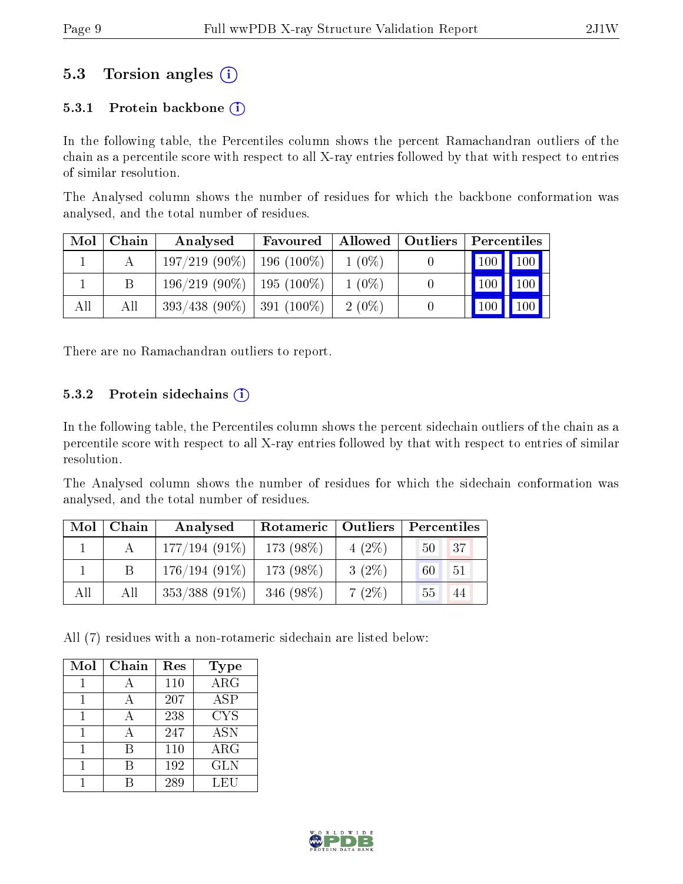## 5.3 Torsion angles (i)

### 5.3.1 Protein backbone (i)

In the following table, the Percentiles column shows the percent Ramachandran outliers of the chain as a percentile score with respect to all X-ray entries followed by that with respect to entries of similar resolution.

The Analysed column shows the number of residues for which the backbone conformation was analysed, and the total number of residues.

| Mol | Chain | Analysed | Favoured | Allowed | Outliers | Percentiles | |
|---|---|---|---|---|---|---|---|
| 1 | A | 197/219 (90%) | 196 (100%) | 1 (0%) | 0 | 100 | 100 |
| 1 | B | 196/219 (90%) | 195 (100%) | 1 (0%) | 0 | 100 | 100 |
| All | All | 393/438 (90%) | 391 (100%) | 2 (0%) | 0 | 100 | 100 |

There are no Ramachandran outliers to report.

### 5.3.2 Protein sidechains (i)

In the following table, the Percentiles column shows the percent sidechain outliers of the chain as a percentile score with respect to all X-ray entries followed by that with respect to entries of similar resolution.

The Analysed column shows the number of residues for which the sidechain conformation was analysed, and the total number of residues.

| Mol | Chain | Analysed | Rotameric | Outliers | Percentiles | |
|---|---|---|---|---|---|---|
| 1 | A | 177/194 (91%) | 173 (98%) | 4 (2%) | 50 | 37 |
| 1 | B | 176/194 (91%) | 173 (98%) | 3 (2%) | 60 | 51 |
| All | All | 353/388 (91%) | 346 (98%) | 7 (2%) | 55 | 44 |

All (7) residues with a non-rotameric sidechain are listed below:

| Mol | Chain | Res | Type |
|---|---|---|---|
| 1 | A | 110 | ARG |
| 1 | A | 207 | ASP |
| 1 | A | 238 | CYS |
| 1 | A | 247 | ASN |
| 1 | B | 110 | ARG |
| 1 | B | 192 | GLN |
| 1 | B | 289 | LEU |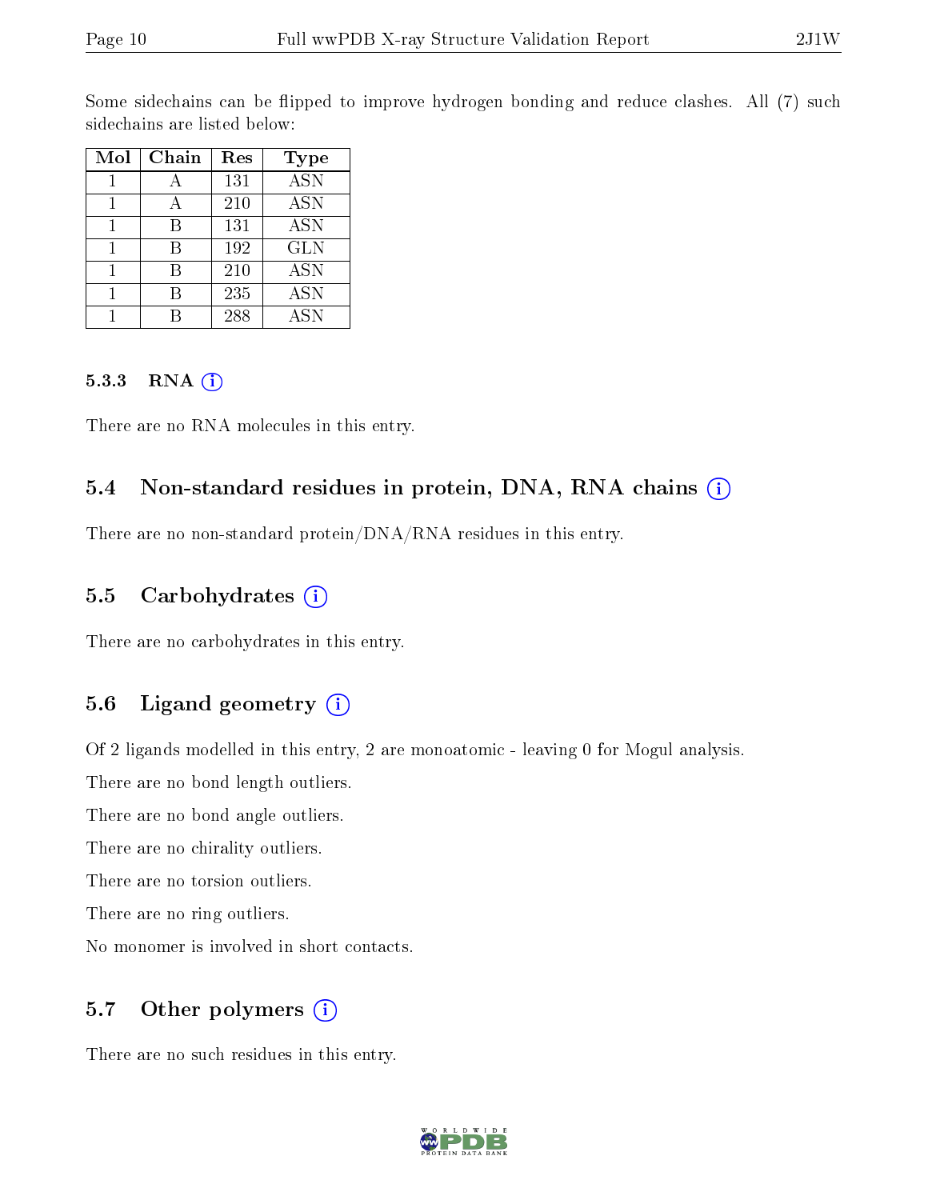Some sidechains can be flipped to improve hydrogen bonding and reduce clashes. All (7) such sidechains are listed below:

| Mol | Chain | Res | Type |
| --- | --- | --- | --- |
| 1 | A | 131 | ASN |
| 1 | A | 210 | ASN |
| 1 | B | 131 | ASN |
| 1 | B | 192 | GLN |
| 1 | B | 210 | ASN |
| 1 | B | 235 | ASN |
| 1 | B | 288 | ASN |

#### 5.3.3 RNA

There are no RNA molecules in this entry.

### 5.4 Non-standard residues in protein, DNA, RNA chains

There are no non-standard protein/DNA/RNA residues in this entry.

### 5.5 Carbohydrates

There are no carbohydrates in this entry.

### 5.6 Ligand geometry

Of 2 ligands modelled in this entry, 2 are monoatomic - leaving 0 for Mogul analysis.

There are no bond length outliers.

There are no bond angle outliers.

There are no chirality outliers.

There are no torsion outliers.

There are no ring outliers.

No monomer is involved in short contacts.

### 5.7 Other polymers

There are no such residues in this entry.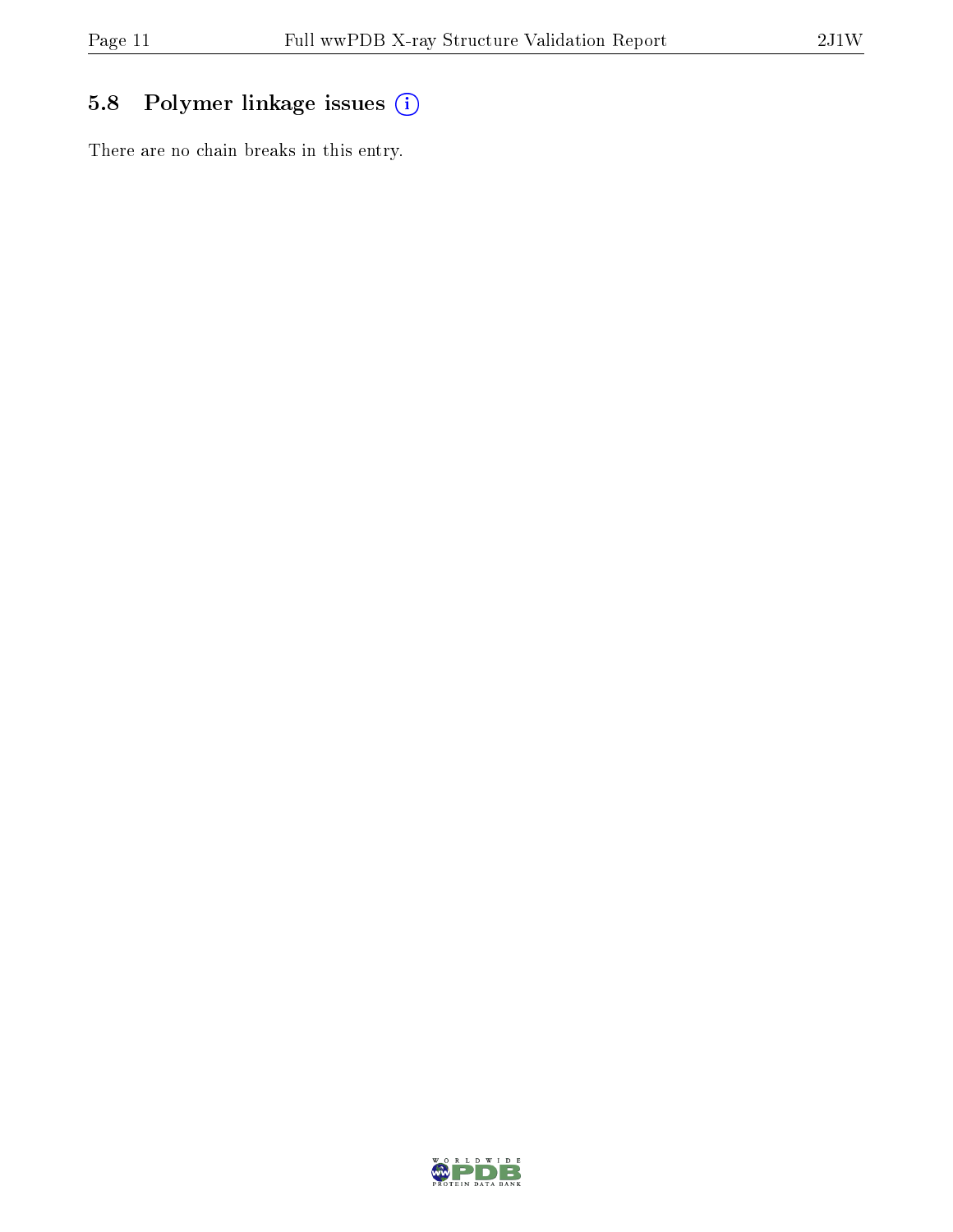## 5.8 Polymer linkage issues

There are no chain breaks in this entry.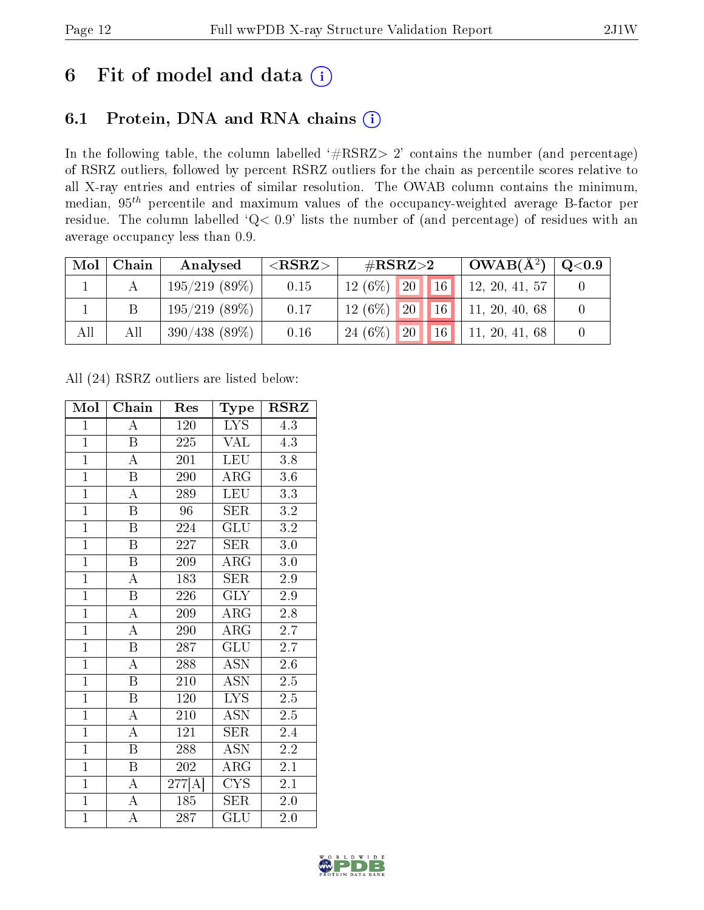# 6 Fit of model and data (i)

## 6.1 Protein, DNA and RNA chains (i)

In the following table, the column labelled '#RSRZ> 2' contains the number (and percentage) of RSRZ outliers, followed by percent RSRZ outliers for the chain as percentile scores relative to all X-ray entries and entries of similar resolution. The OWAB column contains the minimum, median, $95^{th}$ percentile and maximum values of the occupancy-weighted average B-factor per residue. The column labelled 'Q< 0.9' lists the number of (and percentage) of residues with an average occupancy less than 0.9.

| Mol | Chain | Analysed | <RSRZ> | #RSRZ>2 | | | OWAB(Å²) | Q<0.9 |
|---|---|---|---|---|---|---|---|---|
| 1 | A | 195/219 (89%) | 0.15 | 12 (6%) | 20 | 16 | 12, 20, 41, 57 | 0 |
| 1 | B | 195/219 (89%) | 0.17 | 12 (6%) | 20 | 16 | 11, 20, 40, 68 | 0 |
| All | All | 390/438 (89%) | 0.16 | 24 (6%) | 20 | 16 | 11, 20, 41, 68 | 0 |

All (24) RSRZ outliers are listed below:

| Mol | Chain | Res | Type | RSRZ |
|---|---|---|---|---|
| 1 | A | 120 | LYS | 4.3 |
| 1 | B | 225 | VAL | 4.3 |
| 1 | A | 201 | LEU | 3.8 |
| 1 | B | 290 | ARG | 3.6 |
| 1 | A | 289 | LEU | 3.3 |
| 1 | B | 96 | SER | 3.2 |
| 1 | B | 224 | GLU | 3.2 |
| 1 | B | 227 | SER | 3.0 |
| 1 | B | 209 | ARG | 3.0 |
| 1 | A | 183 | SER | 2.9 |
| 1 | B | 226 | GLY | 2.9 |
| 1 | A | 209 | ARG | 2.8 |
| 1 | A | 290 | ARG | 2.7 |
| 1 | B | 287 | GLU | 2.7 |
| 1 | A | 288 | ASN | 2.6 |
| 1 | B | 210 | ASN | 2.5 |
| 1 | B | 120 | LYS | 2.5 |
| 1 | A | 210 | ASN | 2.5 |
| 1 | A | 121 | SER | 2.4 |
| 1 | B | 288 | ASN | 2.2 |
| 1 | B | 202 | ARG | 2.1 |
| 1 | A | 277[A] | CYS | 2.1 |
| 1 | A | 185 | SER | 2.0 |
| 1 | A | 287 | GLU | 2.0 |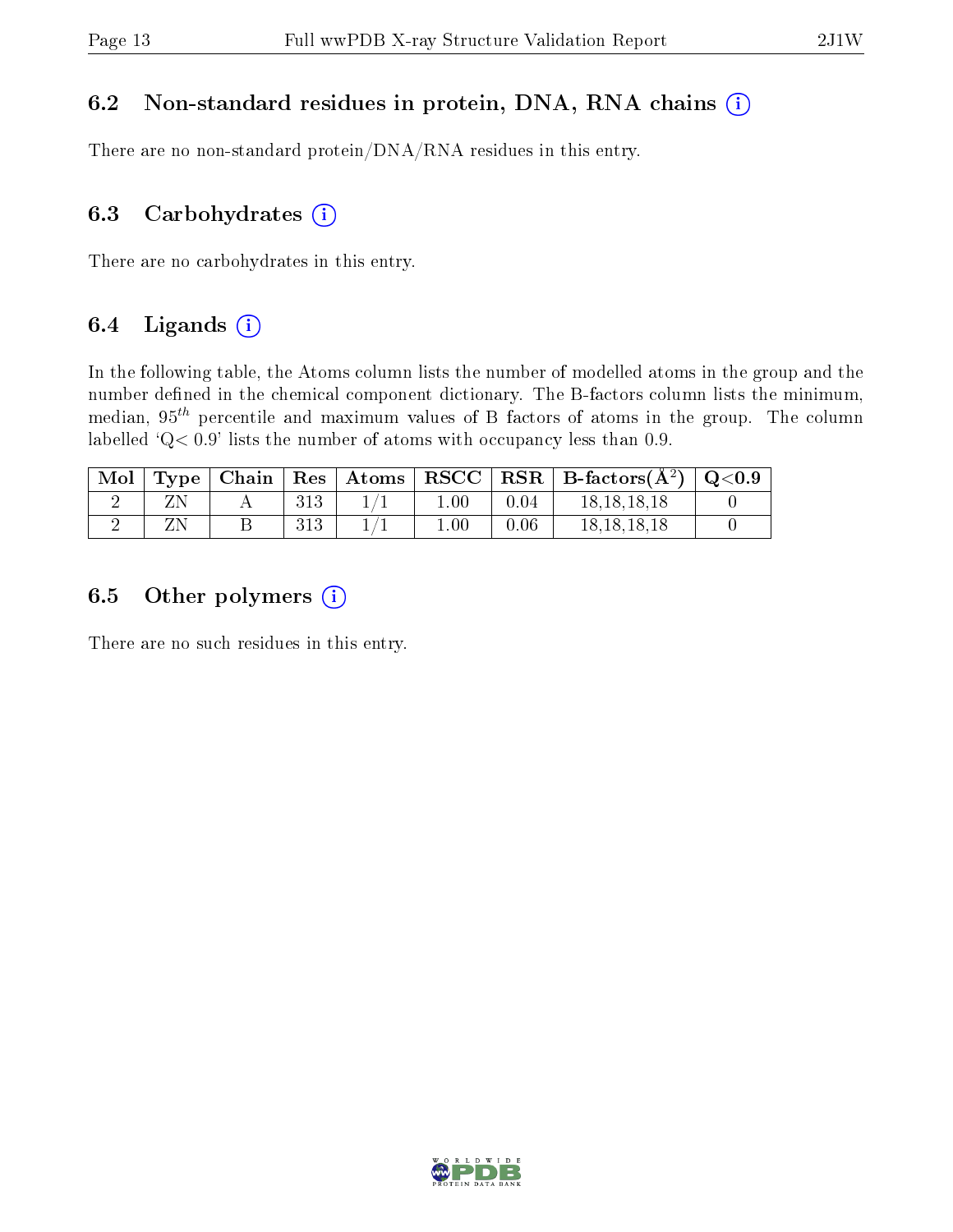### 6.2 Non-standard residues in protein, DNA, RNA chains

There are no non-standard protein/DNA/RNA residues in this entry.

### 6.3 Carbohydrates

There are no carbohydrates in this entry.

### 6.4 Ligands

In the following table, the Atoms column lists the number of modelled atoms in the group and the number defined in the chemical component dictionary. The B-factors column lists the minimum, median, $95^{th}$ percentile and maximum values of B factors of atoms in the group. The column labelled 'Q< 0.9' lists the number of atoms with occupancy less than 0.9.

| Mol | Type | Chain | Res | Atoms | RSCC | RSR | B-factors($Å^2$) | Q<0.9 |
|---|---|---|---|---|---|---|---|---|
| 2 | ZN | A | 313 | 1/1 | 1.00 | 0.04 | 18,18,18,18 | 0 |
| 2 | ZN | B | 313 | 1/1 | 1.00 | 0.06 | 18,18,18,18 | 0 |

### 6.5 Other polymers

There are no such residues in this entry.